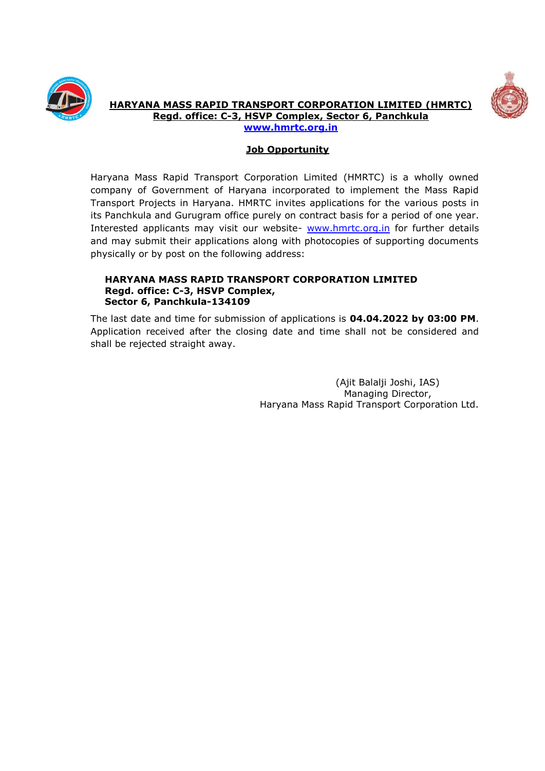# HARYANA MASS RAPID TRANSPORT CORPORATION LIMITED (HMRTC)

**Regd. office: C-3, HSVP Complex, Sector 6, Panchkula**

**www.hmrtc.org.in**

## Job Opportunity

Haryana Mass Rapid Transport Corporation Limited (HMRTC) is a wholly owned company of Government of Haryana incorporated to implement the Mass Rapid Transport Projects in Haryana. HMRTC invites applications for the various posts in its Panchkula and Gurugram office purely on contract basis for a period of one year. Interested applicants may visit our website- www.hmrtc.org.in for further details and may submit their applications along with photocopies of supporting documents physically or by post on the following address:

**HARYANA MASS RAPID TRANSPORT CORPORATION LIMITED**
**Regd. office: C-3, HSVP Complex,**
**Sector 6, Panchkula-134109**

The last date and time for submission of applications is **04.04.2022 by 03:00 PM**. Application received after the closing date and time shall not be considered and shall be rejected straight away.

(Ajit Balalji Joshi, IAS)
Managing Director,
Haryana Mass Rapid Transport Corporation Ltd.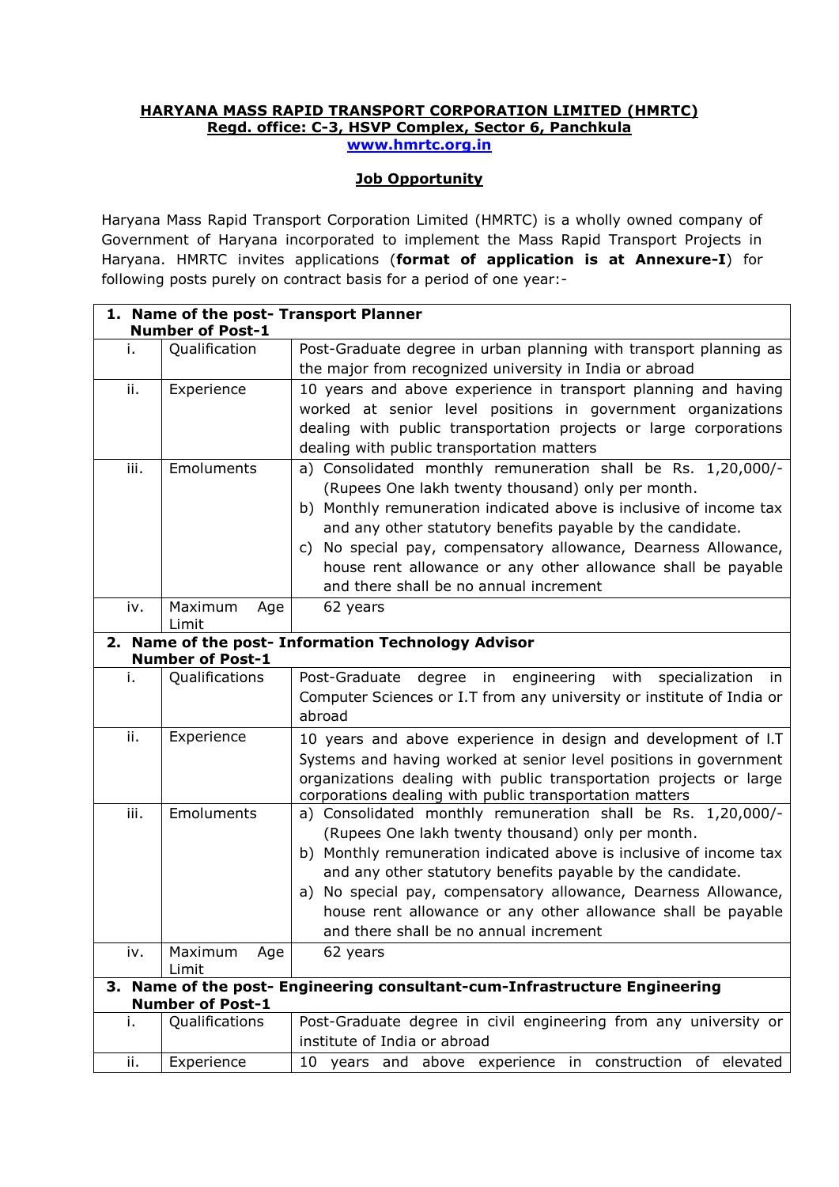**HARYANA MASS RAPID TRANSPORT CORPORATION LIMITED (HMRTC)**
**Regd. office: C-3, HSVP Complex, Sector 6, Panchkula**
**www.hmrtc.org.in**

**Job Opportunity**

Haryana Mass Rapid Transport Corporation Limited (HMRTC) is a wholly owned company of Government of Haryana incorporated to implement the Mass Rapid Transport Projects in Haryana. HMRTC invites applications (**format of application is at Annexure-I**) for following posts purely on contract basis for a period of one year:-

| **1. Name of the post- Transport Planner Number of Post-1** | | |
|---|---|---|
| i. | Qualification | Post-Graduate degree in urban planning with transport planning as the major from recognized university in India or abroad |
| ii. | Experience | 10 years and above experience in transport planning and having worked at senior level positions in government organizations dealing with public transportation projects or large corporations dealing with public transportation matters |
| iii. | Emoluments | a) Consolidated monthly remuneration shall be Rs. 1,20,000/- (Rupees One lakh twenty thousand) only per month.<br>b) Monthly remuneration indicated above is inclusive of income tax and any other statutory benefits payable by the candidate.<br>c) No special pay, compensatory allowance, Dearness Allowance, house rent allowance or any other allowance shall be payable and there shall be no annual increment |
| iv. | Maximum Age Limit | 62 years |
| **2. Name of the post- Information Technology Advisor Number of Post-1** | | |
| i. | Qualifications | Post-Graduate degree in engineering with specialization in Computer Sciences or I.T from any university or institute of India or abroad |
| ii. | Experience | 10 years and above experience in design and development of I.T Systems and having worked at senior level positions in government organizations dealing with public transportation projects or large corporations dealing with public transportation matters |
| iii. | Emoluments | a) Consolidated monthly remuneration shall be Rs. 1,20,000/- (Rupees One lakh twenty thousand) only per month.<br>b) Monthly remuneration indicated above is inclusive of income tax and any other statutory benefits payable by the candidate.<br>a) No special pay, compensatory allowance, Dearness Allowance, house rent allowance or any other allowance shall be payable and there shall be no annual increment |
| iv. | Maximum Age Limit | 62 years |
| **3. Name of the post- Engineering consultant-cum-Infrastructure Engineering Number of Post-1** | | |
| i. | Qualifications | Post-Graduate degree in civil engineering from any university or institute of India or abroad |
| ii. | Experience | 10 years and above experience in construction of elevated |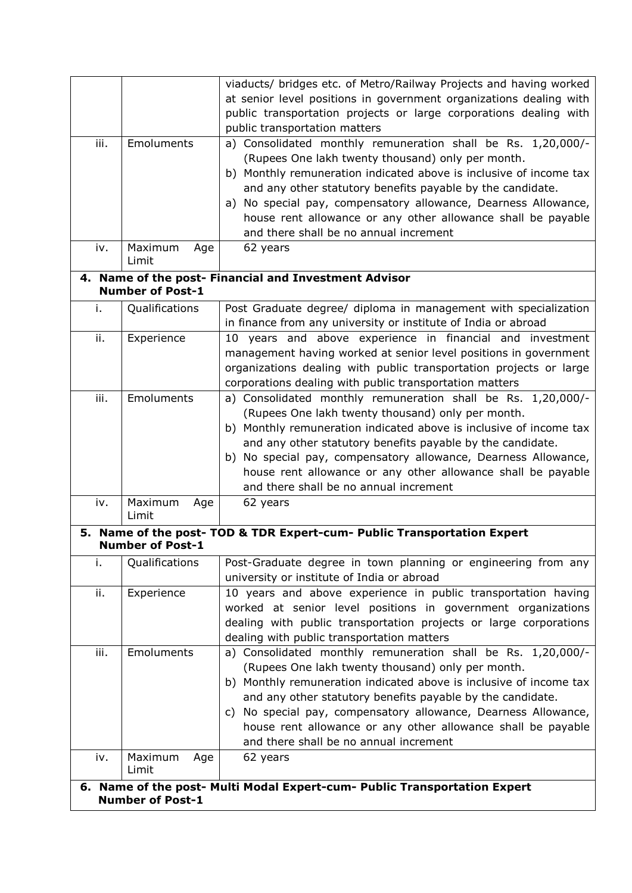|  |  |  |
|---|---|---|
|  |  | viaducts/ bridges etc. of Metro/Railway Projects and having worked at senior level positions in government organizations dealing with public transportation projects or large corporations dealing with public transportation matters |
| iii. | Emoluments | a) Consolidated monthly remuneration shall be Rs. 1,20,000/- (Rupees One lakh twenty thousand) only per month.<br>b) Monthly remuneration indicated above is inclusive of income tax and any other statutory benefits payable by the candidate.<br>a) No special pay, compensatory allowance, Dearness Allowance, house rent allowance or any other allowance shall be payable and there shall be no annual increment |
| iv. | Maximum Age Limit | 62 years |
| **4. Name of the post- Financial and Investment Advisor**<br>**Number of Post-1** |  |  |
| i. | Qualifications | Post Graduate degree/ diploma in management with specialization in finance from any university or institute of India or abroad |
| ii. | Experience | 10 years and above experience in financial and investment management having worked at senior level positions in government organizations dealing with public transportation projects or large corporations dealing with public transportation matters |
| iii. | Emoluments | a) Consolidated monthly remuneration shall be Rs. 1,20,000/- (Rupees One lakh twenty thousand) only per month.<br>b) Monthly remuneration indicated above is inclusive of income tax and any other statutory benefits payable by the candidate.<br>b) No special pay, compensatory allowance, Dearness Allowance, house rent allowance or any other allowance shall be payable and there shall be no annual increment |
| iv. | Maximum Age Limit | 62 years |
| **5. Name of the post- TOD & TDR Expert-cum- Public Transportation Expert**<br>**Number of Post-1** |  |  |
| i. | Qualifications | Post-Graduate degree in town planning or engineering from any university or institute of India or abroad |
| ii. | Experience | 10 years and above experience in public transportation having worked at senior level positions in government organizations dealing with public transportation projects or large corporations dealing with public transportation matters |
| iii. | Emoluments | a) Consolidated monthly remuneration shall be Rs. 1,20,000/- (Rupees One lakh twenty thousand) only per month.<br>b) Monthly remuneration indicated above is inclusive of income tax and any other statutory benefits payable by the candidate.<br>c) No special pay, compensatory allowance, Dearness Allowance, house rent allowance or any other allowance shall be payable and there shall be no annual increment |
| iv. | Maximum Age Limit | 62 years |
| **6. Name of the post- Multi Modal Expert-cum- Public Transportation Expert**<br>**Number of Post-1** |  |  |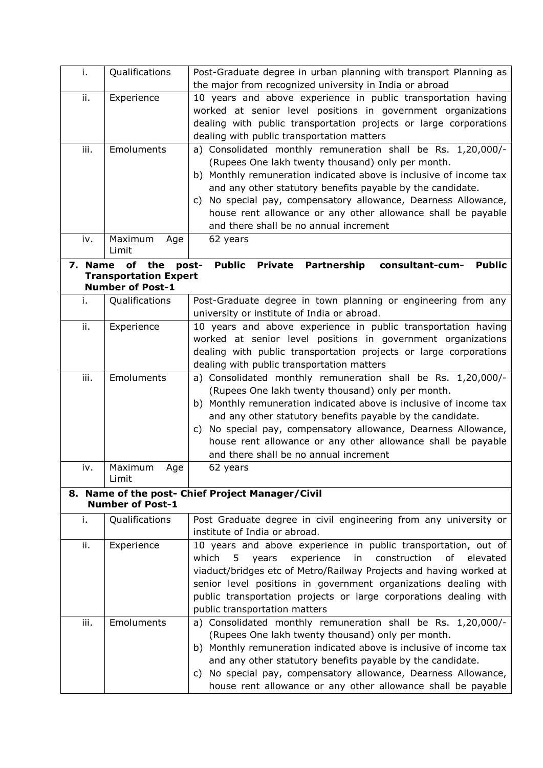| i. | Qualifications | Post-Graduate degree in urban planning with transport Planning as the major from recognized university in India or abroad |
|---|---|---|
| ii. | Experience | 10 years and above experience in public transportation having worked at senior level positions in government organizations dealing with public transportation projects or large corporations dealing with public transportation matters |
| iii. | Emoluments | a) Consolidated monthly remuneration shall be Rs. 1,20,000/- (Rupees One lakh twenty thousand) only per month.<br>b) Monthly remuneration indicated above is inclusive of income tax and any other statutory benefits payable by the candidate.<br>c) No special pay, compensatory allowance, Dearness Allowance, house rent allowance or any other allowance shall be payable and there shall be no annual increment |
| iv. | Maximum Age Limit | 62 years |
| **7. Name of the post- Public Private Partnership consultant-cum- Public Transportation Expert**<br>**Number of Post-1** | | |
| i. | Qualifications | Post-Graduate degree in town planning or engineering from any university or institute of India or abroad. |
| ii. | Experience | 10 years and above experience in public transportation having worked at senior level positions in government organizations dealing with public transportation projects or large corporations dealing with public transportation matters |
| iii. | Emoluments | a) Consolidated monthly remuneration shall be Rs. 1,20,000/- (Rupees One lakh twenty thousand) only per month.<br>b) Monthly remuneration indicated above is inclusive of income tax and any other statutory benefits payable by the candidate.<br>c) No special pay, compensatory allowance, Dearness Allowance, house rent allowance or any other allowance shall be payable and there shall be no annual increment |
| iv. | Maximum Age Limit | 62 years |
| **8. Name of the post- Chief Project Manager/Civil**<br>**Number of Post-1** | | |
| i. | Qualifications | Post Graduate degree in civil engineering from any university or institute of India or abroad. |
| ii. | Experience | 10 years and above experience in public transportation, out of which 5 years experience in construction of elevated viaduct/bridges etc of Metro/Railway Projects and having worked at senior level positions in government organizations dealing with public transportation projects or large corporations dealing with public transportation matters |
| iii. | Emoluments | a) Consolidated monthly remuneration shall be Rs. 1,20,000/- (Rupees One lakh twenty thousand) only per month.<br>b) Monthly remuneration indicated above is inclusive of income tax and any other statutory benefits payable by the candidate.<br>c) No special pay, compensatory allowance, Dearness Allowance, house rent allowance or any other allowance shall be payable |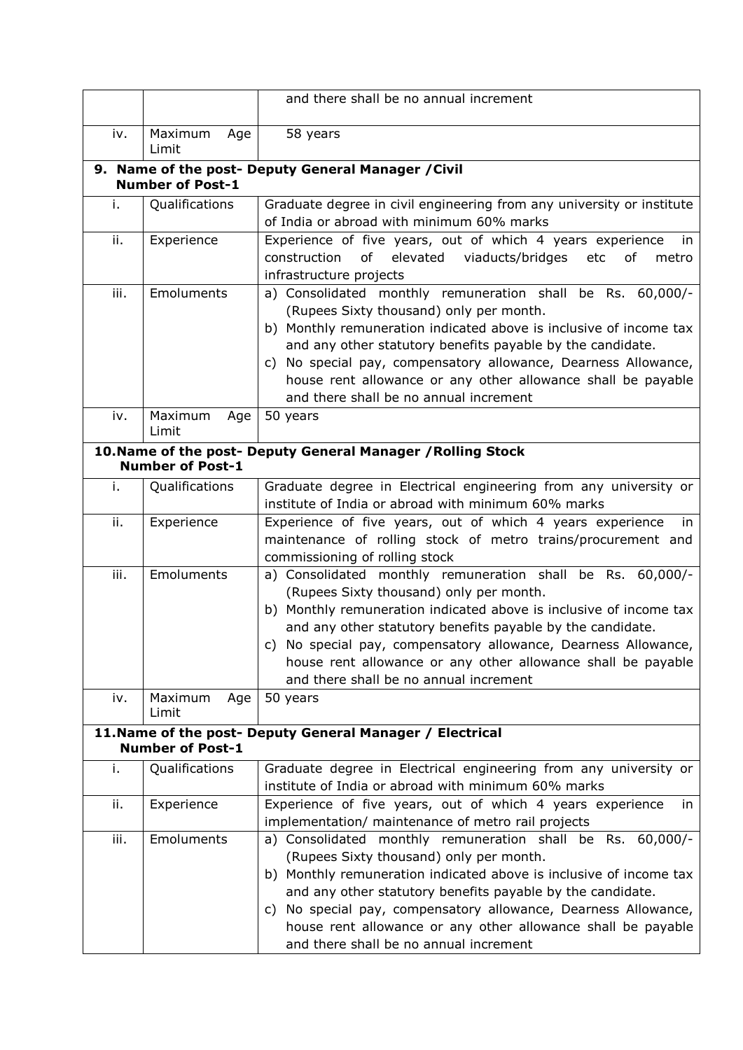| | | |
|---|---|---|
| | | and there shall be no annual increment |
| iv. | Maximum Age Limit | 58 years |
| **9. Name of the post- Deputy General Manager /Civil**<br>**Number of Post-1** | | |
| i. | Qualifications | Graduate degree in civil engineering from any university or institute of India or abroad with minimum 60% marks |
| ii. | Experience | Experience of five years, out of which 4 years experience in construction of elevated viaducts/bridges etc of metro infrastructure projects |
| iii. | Emoluments | a) Consolidated monthly remuneration shall be Rs. 60,000/- (Rupees Sixty thousand) only per month.<br>b) Monthly remuneration indicated above is inclusive of income tax and any other statutory benefits payable by the candidate.<br>c) No special pay, compensatory allowance, Dearness Allowance, house rent allowance or any other allowance shall be payable and there shall be no annual increment |
| iv. | Maximum Age Limit | 50 years |
| **10. Name of the post- Deputy General Manager /Rolling Stock**<br>**Number of Post-1** | | |
| i. | Qualifications | Graduate degree in Electrical engineering from any university or institute of India or abroad with minimum 60% marks |
| ii. | Experience | Experience of five years, out of which 4 years experience in maintenance of rolling stock of metro trains/procurement and commissioning of rolling stock |
| iii. | Emoluments | a) Consolidated monthly remuneration shall be Rs. 60,000/- (Rupees Sixty thousand) only per month.<br>b) Monthly remuneration indicated above is inclusive of income tax and any other statutory benefits payable by the candidate.<br>c) No special pay, compensatory allowance, Dearness Allowance, house rent allowance or any other allowance shall be payable and there shall be no annual increment |
| iv. | Maximum Age Limit | 50 years |
| **11. Name of the post- Deputy General Manager / Electrical**<br>**Number of Post-1** | | |
| i. | Qualifications | Graduate degree in Electrical engineering from any university or institute of India or abroad with minimum 60% marks |
| ii. | Experience | Experience of five years, out of which 4 years experience in implementation/ maintenance of metro rail projects |
| iii. | Emoluments | a) Consolidated monthly remuneration shall be Rs. 60,000/- (Rupees Sixty thousand) only per month.<br>b) Monthly remuneration indicated above is inclusive of income tax and any other statutory benefits payable by the candidate.<br>c) No special pay, compensatory allowance, Dearness Allowance, house rent allowance or any other allowance shall be payable and there shall be no annual increment |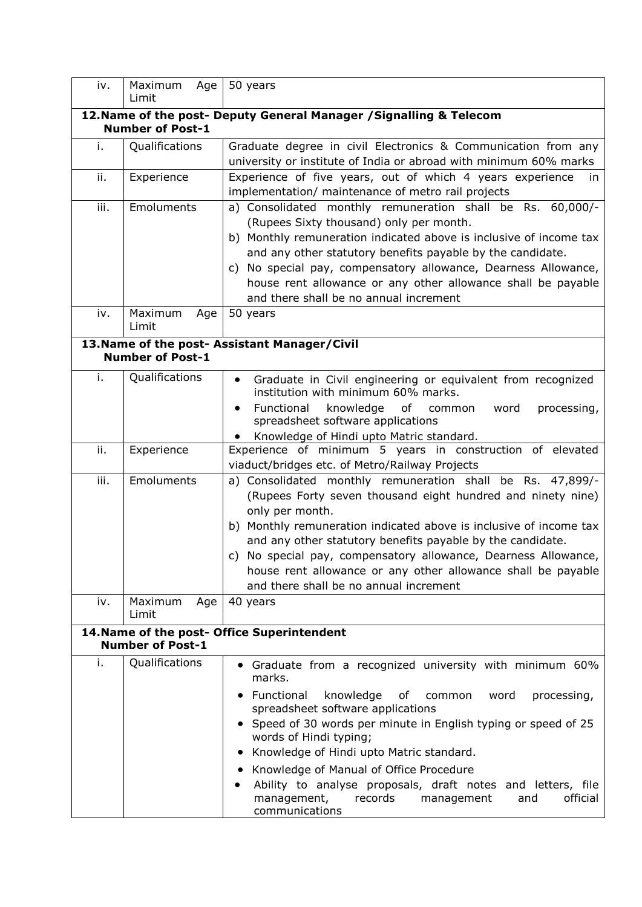| iv. | Maximum Age Limit | 50 years |
|---|---|---|
| **12. Name of the post- Deputy General Manager /Signalling & Telecom**<br>**Number of Post-1** | | |
| i. | Qualifications | Graduate degree in civil Electronics & Communication from any university or institute of India or abroad with minimum 60% marks |
| ii. | Experience | Experience of five years, out of which 4 years experience in implementation/ maintenance of metro rail projects |
| iii. | Emoluments | a) Consolidated monthly remuneration shall be Rs. 60,000/- (Rupees Sixty thousand) only per month.<br>b) Monthly remuneration indicated above is inclusive of income tax and any other statutory benefits payable by the candidate.<br>c) No special pay, compensatory allowance, Dearness Allowance, house rent allowance or any other allowance shall be payable and there shall be no annual increment |
| iv. | Maximum Age Limit | 50 years |
| **13. Name of the post- Assistant Manager/Civil**<br>**Number of Post-1** | | |
| i. | Qualifications | • Graduate in Civil engineering or equivalent from recognized institution with minimum 60% marks.<br>• Functional knowledge of common word processing, spreadsheet software applications<br>• Knowledge of Hindi upto Matric standard. |
| ii. | Experience | Experience of minimum 5 years in construction of elevated viaduct/bridges etc. of Metro/Railway Projects |
| iii. | Emoluments | a) Consolidated monthly remuneration shall be Rs. 47,899/- (Rupees Forty seven thousand eight hundred and ninety nine) only per month.<br>b) Monthly remuneration indicated above is inclusive of income tax and any other statutory benefits payable by the candidate.<br>c) No special pay, compensatory allowance, Dearness Allowance, house rent allowance or any other allowance shall be payable and there shall be no annual increment |
| iv. | Maximum Age Limit | 40 years |
| **14. Name of the post- Office Superintendent**<br>**Number of Post-1** | | |
| i. | Qualifications | • Graduate from a recognized university with minimum 60% marks.<br>• Functional knowledge of common word processing, spreadsheet software applications<br>• Speed of 30 words per minute in English typing or speed of 25 words of Hindi typing;<br>• Knowledge of Hindi upto Matric standard.<br>• Knowledge of Manual of Office Procedure<br>• Ability to analyse proposals, draft notes and letters, file management, records management and official communications |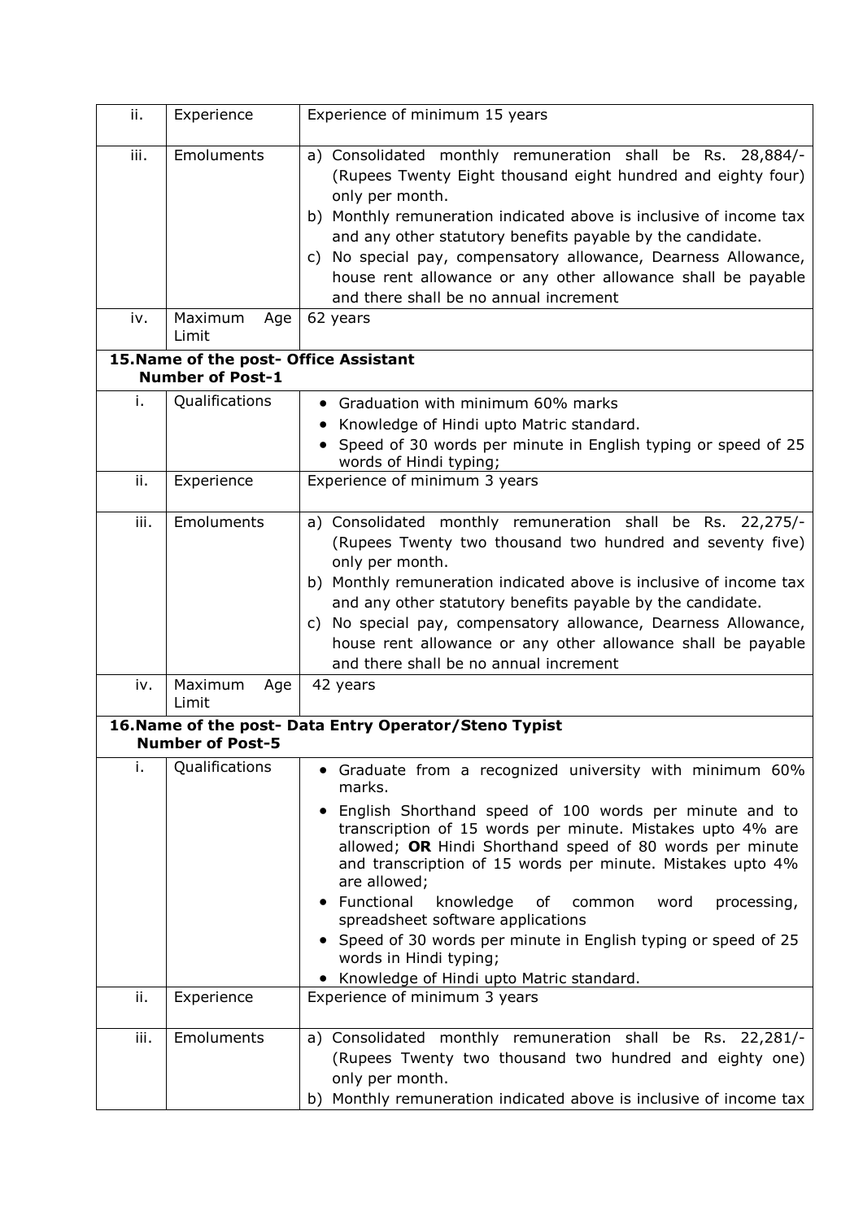| | | |
|---|---|---|
| ii. | Experience | Experience of minimum 15 years |
| iii. | Emoluments | a) Consolidated monthly remuneration shall be Rs. 28,884/- (Rupees Twenty Eight thousand eight hundred and eighty four) only per month.<br>b) Monthly remuneration indicated above is inclusive of income tax and any other statutory benefits payable by the candidate.<br>c) No special pay, compensatory allowance, Dearness Allowance, house rent allowance or any other allowance shall be payable and there shall be no annual increment |
| iv. | Maximum Age Limit | 62 years |

**15. Name of the post- Office Assistant**
**Number of Post-1**

| | | |
|---|---|---|
| i. | Qualifications | • Graduation with minimum 60% marks<br>• Knowledge of Hindi upto Matric standard.<br>• Speed of 30 words per minute in English typing or speed of 25 words of Hindi typing; |
| ii. | Experience | Experience of minimum 3 years |
| iii. | Emoluments | a) Consolidated monthly remuneration shall be Rs. 22,275/- (Rupees Twenty two thousand two hundred and seventy five) only per month.<br>b) Monthly remuneration indicated above is inclusive of income tax and any other statutory benefits payable by the candidate.<br>c) No special pay, compensatory allowance, Dearness Allowance, house rent allowance or any other allowance shall be payable and there shall be no annual increment |
| iv. | Maximum Age Limit | 42 years |

**16. Name of the post- Data Entry Operator/Steno Typist**
**Number of Post-5**

| | | |
|---|---|---|
| i. | Qualifications | • Graduate from a recognized university with minimum 60% marks.<br>• English Shorthand speed of 100 words per minute and to transcription of 15 words per minute. Mistakes upto 4% are allowed; **OR** Hindi Shorthand speed of 80 words per minute and transcription of 15 words per minute. Mistakes upto 4% are allowed;<br>• Functional knowledge of common word processing, spreadsheet software applications<br>• Speed of 30 words per minute in English typing or speed of 25 words in Hindi typing;<br>• Knowledge of Hindi upto Matric standard. |
| ii. | Experience | Experience of minimum 3 years |
| iii. | Emoluments | a) Consolidated monthly remuneration shall be Rs. 22,281/- (Rupees Twenty two thousand two hundred and eighty one) only per month.<br>b) Monthly remuneration indicated above is inclusive of income tax |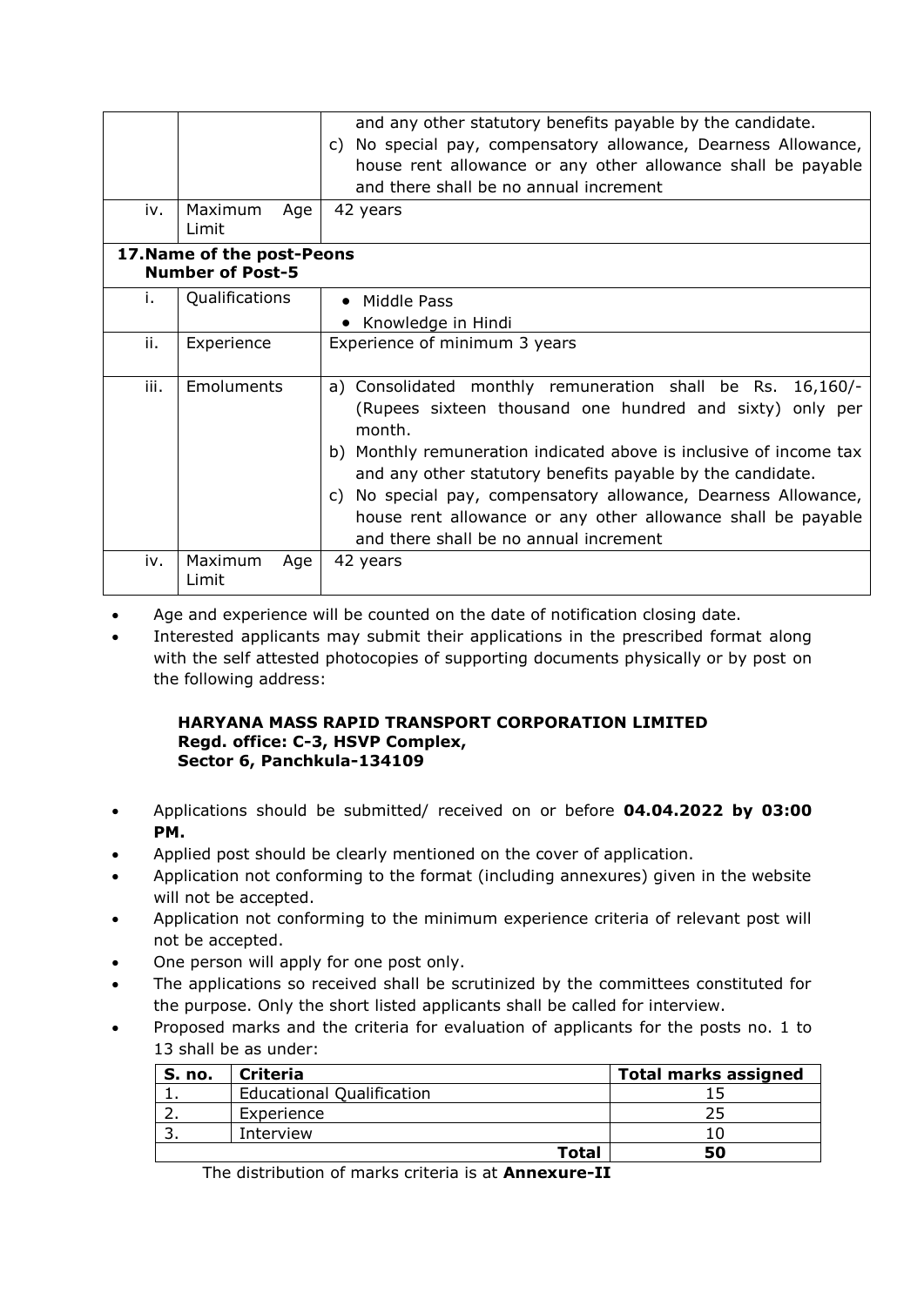|  |  | and any other statutory benefits payable by the candidate.<br>c) No special pay, compensatory allowance, Dearness Allowance, house rent allowance or any other allowance shall be payable and there shall be no annual increment |
|---|---|---|
| iv. | Maximum Age Limit | 42 years |

**17. Name of the post-Peons**
**Number of Post-5**

|  |  |  |
|---|---|---|
| i. | Qualifications | • Middle Pass<br>• Knowledge in Hindi |
| ii. | Experience | Experience of minimum 3 years |
| iii. | Emoluments | a) Consolidated monthly remuneration shall be Rs. 16,160/- (Rupees sixteen thousand one hundred and sixty) only per month.<br>b) Monthly remuneration indicated above is inclusive of income tax and any other statutory benefits payable by the candidate.<br>c) No special pay, compensatory allowance, Dearness Allowance, house rent allowance or any other allowance shall be payable and there shall be no annual increment |
| iv. | Maximum Age Limit | 42 years |

- Age and experience will be counted on the date of notification closing date.
- Interested applicants may submit their applications in the prescribed format along with the self attested photocopies of supporting documents physically or by post on the following address:

  **HARYANA MASS RAPID TRANSPORT CORPORATION LIMITED**
  **Regd. office: C-3, HSVP Complex,**
  **Sector 6, Panchkula-134109**

- Applications should be submitted/ received on or before **04.04.2022 by 03:00 PM.**
- Applied post should be clearly mentioned on the cover of application.
- Application not conforming to the format (including annexures) given in the website will not be accepted.
- Application not conforming to the minimum experience criteria of relevant post will not be accepted.
- One person will apply for one post only.
- The applications so received shall be scrutinized by the committees constituted for the purpose. Only the short listed applicants shall be called for interview.
- Proposed marks and the criteria for evaluation of applicants for the posts no. 1 to 13 shall be as under:

| S. no. | Criteria | Total marks assigned |
|---|---|---|
| 1. | Educational Qualification | 15 |
| 2. | Experience | 25 |
| 3. | Interview | 10 |
|  | **Total** | **50** |

The distribution of marks criteria is at **Annexure-II**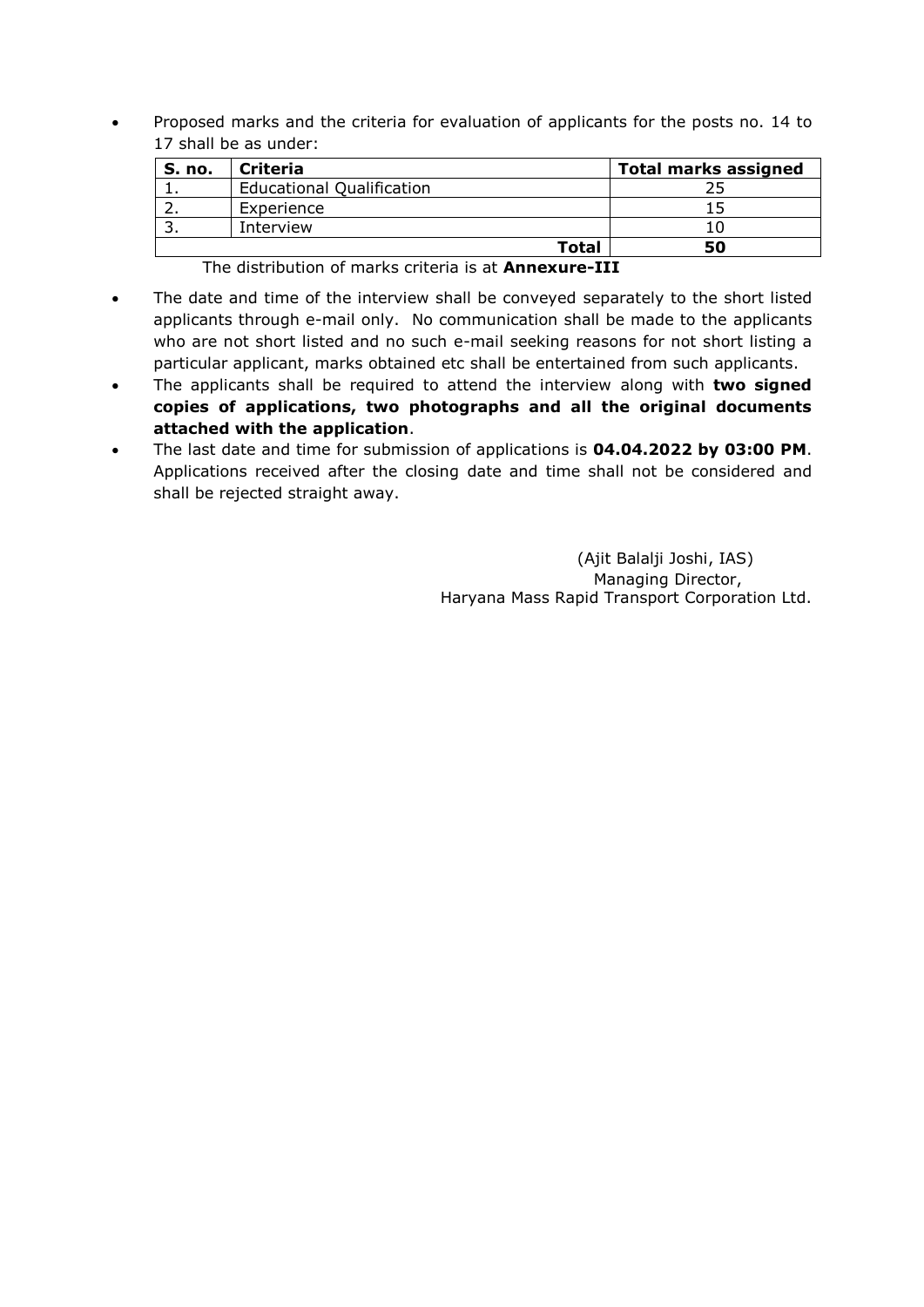- Proposed marks and the criteria for evaluation of applicants for the posts no. 14 to 17 shall be as under:

| S. no. | Criteria | Total marks assigned |
|---|---|---|
| 1. | Educational Qualification | 25 |
| 2. | Experience | 15 |
| 3. | Interview | 10 |
| | **Total** | **50** |

The distribution of marks criteria is at **Annexure-III**

- The date and time of the interview shall be conveyed separately to the short listed applicants through e-mail only. No communication shall be made to the applicants who are not short listed and no such e-mail seeking reasons for not short listing a particular applicant, marks obtained etc shall be entertained from such applicants.
- The applicants shall be required to attend the interview along with **two signed copies of applications, two photographs and all the original documents attached with the application**.
- The last date and time for submission of applications is **04.04.2022 by 03:00 PM**. Applications received after the closing date and time shall not be considered and shall be rejected straight away.

(Ajit Balalji Joshi, IAS)
Managing Director,
Haryana Mass Rapid Transport Corporation Ltd.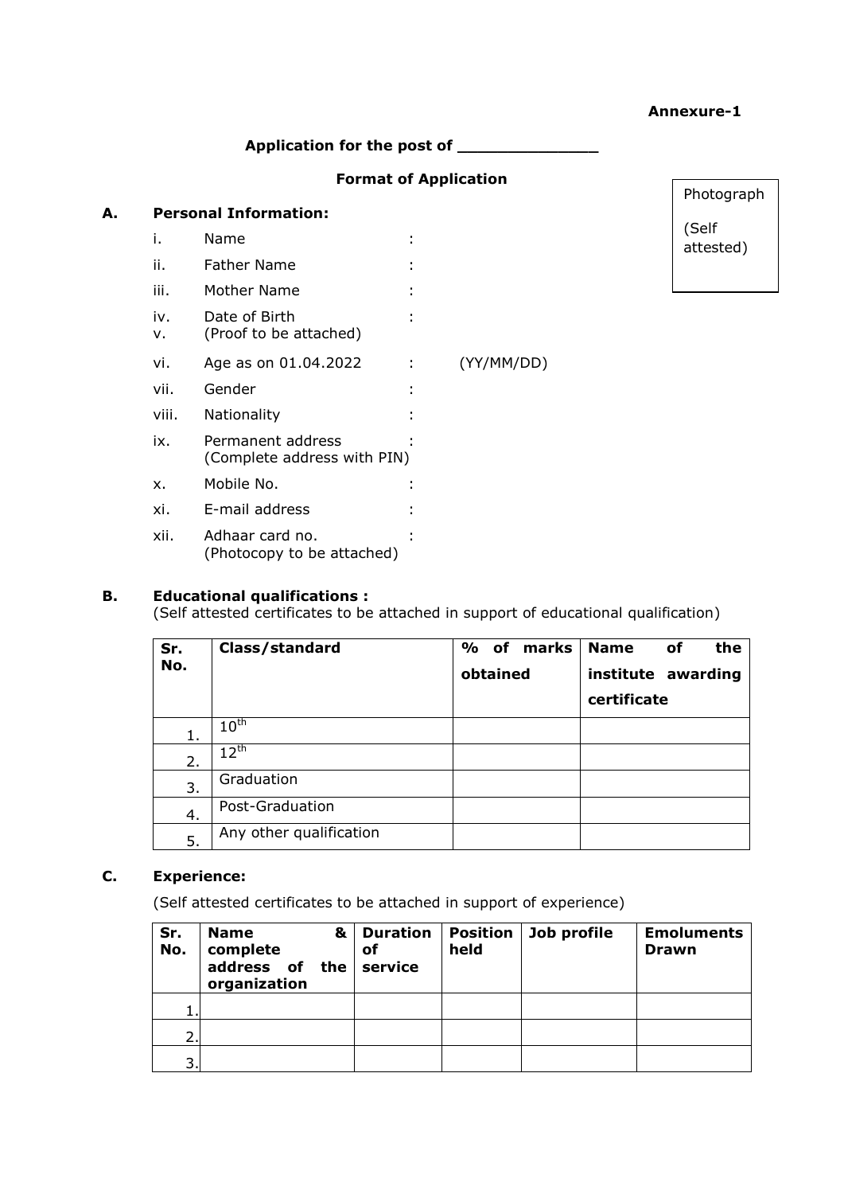**Annexure-1**

**Application for the post of \_\_\_\_\_\_\_\_\_\_\_\_\_\_**

**Format of Application**

Photograph

(Self attested)

**A. Personal Information:**

i. Name :

ii. Father Name :

iii. Mother Name :

iv. Date of Birth :
v. (Proof to be attached)

vi. Age as on 01.04.2022 : (YY/MM/DD)

vii. Gender :

viii. Nationality :

ix. Permanent address :
(Complete address with PIN)

x. Mobile No. :

xi. E-mail address :

xii. Adhaar card no. :
(Photocopy to be attached)

**B. Educational qualifications :**
(Self attested certificates to be attached in support of educational qualification)

| **Sr. No.** | **Class/standard** | **% of marks obtained** | **Name of the institute awarding certificate** |
|---|---|---|---|
| 1. | 10th | | |
| 2. | 12th | | |
| 3. | Graduation | | |
| 4. | Post-Graduation | | |
| 5. | Any other qualification | | |

**C. Experience:**

(Self attested certificates to be attached in support of experience)

| **Sr. No.** | **Name & complete address of the organization** | **Duration of service** | **Position held** | **Job profile** | **Emoluments Drawn** |
|---|---|---|---|---|---|
| 1. | | | | | |
| 2. | | | | | |
| 3. | | | | | |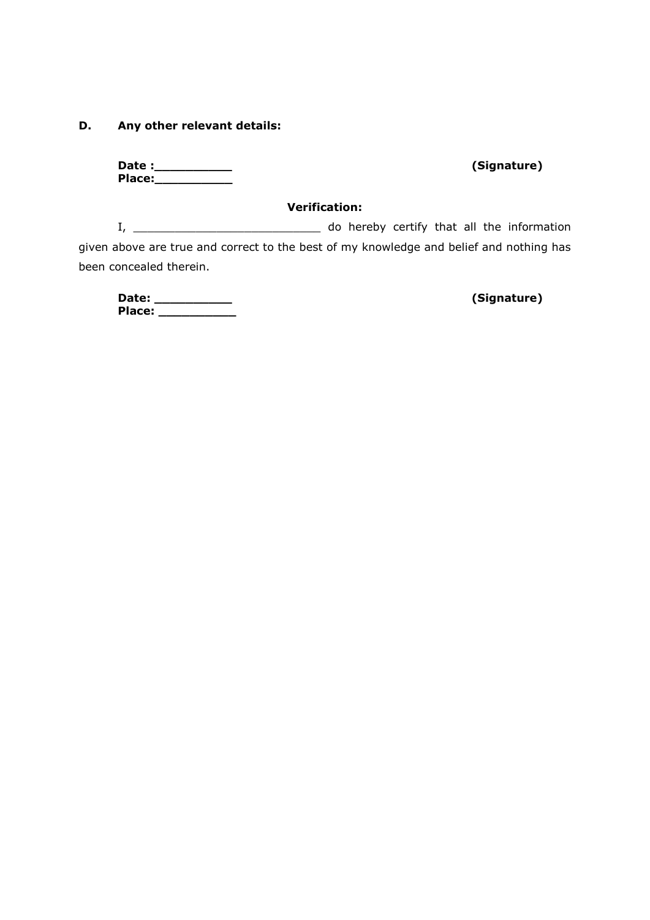**D. Any other relevant details:**

**Date :__________** **(Signature)**
**Place:__________**

**Verification:**

I, ___________________________ do hereby certify that all the information given above are true and correct to the best of my knowledge and belief and nothing has been concealed therein.

**Date: __________** **(Signature)**
**Place: __________**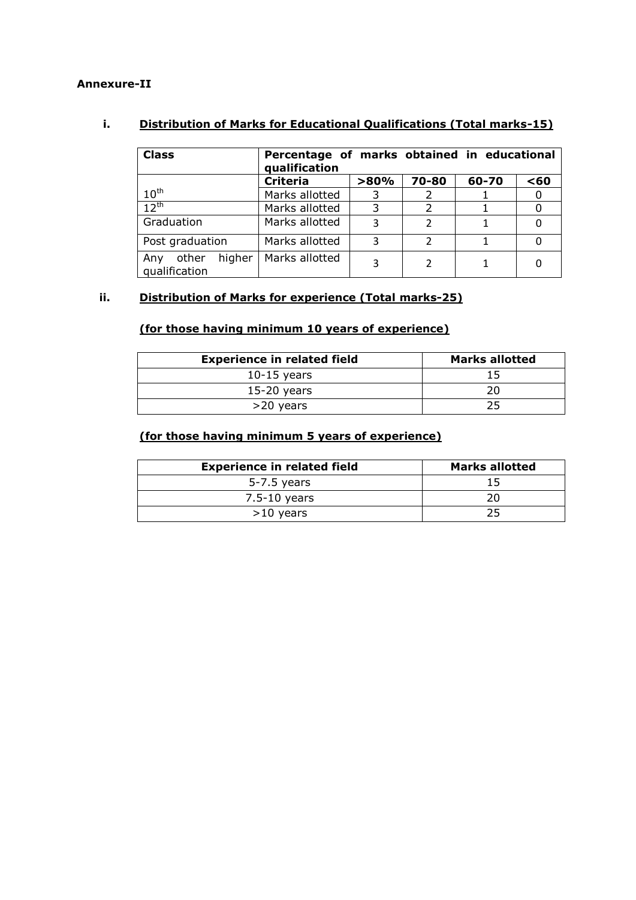**Annexure-II**

**i. Distribution of Marks for Educational Qualifications (Total marks-15)**

| Class | Percentage of marks obtained in educational qualification | | | | |
|---|---|---|---|---|---|
| | **Criteria** | **>80%** | **70-80** | **60-70** | **<60** |
| $10^{th}$ | Marks allotted | 3 | 2 | 1 | 0 |
| $12^{th}$ | Marks allotted | 3 | 2 | 1 | 0 |
| Graduation | Marks allotted | 3 | 2 | 1 | 0 |
| Post graduation | Marks allotted | 3 | 2 | 1 | 0 |
| Any other higher qualification | Marks allotted | 3 | 2 | 1 | 0 |

**ii. Distribution of Marks for experience (Total marks-25)**

**(for those having minimum 10 years of experience)**

| Experience in related field | Marks allotted |
|---|---|
| 10-15 years | 15 |
| 15-20 years | 20 |
| >20 years | 25 |

**(for those having minimum 5 years of experience)**

| Experience in related field | Marks allotted |
|---|---|
| 5-7.5 years | 15 |
| 7.5-10 years | 20 |
| >10 years | 25 |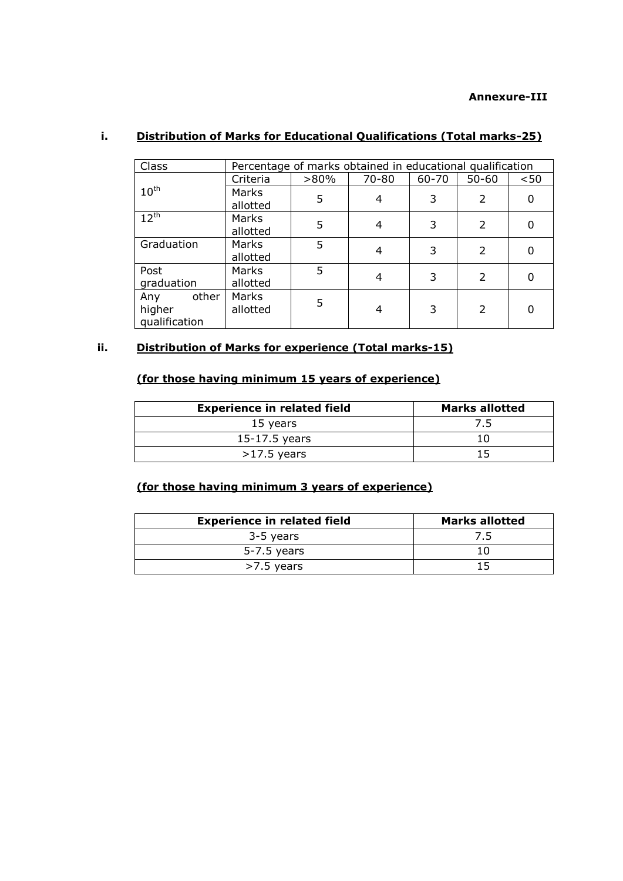**Annexure-III**

## i. Distribution of Marks for Educational Qualifications (Total marks-25)

| Class | Percentage of marks obtained in educational qualification | | | | | |
|---|---|---|---|---|---|---|
| | Criteria | >80% | 70-80 | 60-70 | 50-60 | <50 |
| $10^{th}$ | Marks allotted | 5 | 4 | 3 | 2 | 0 |
| $12^{th}$ | Marks allotted | 5 | 4 | 3 | 2 | 0 |
| Graduation | Marks allotted | 5 | 4 | 3 | 2 | 0 |
| Post graduation | Marks allotted | 5 | 4 | 3 | 2 | 0 |
| Any other higher qualification | Marks allotted | 5 | 4 | 3 | 2 | 0 |

## ii. Distribution of Marks for experience (Total marks-15)

**(for those having minimum 15 years of experience)**

| Experience in related field | Marks allotted |
|---|---|
| 15 years | 7.5 |
| 15-17.5 years | 10 |
| >17.5 years | 15 |

**(for those having minimum 3 years of experience)**

| Experience in related field | Marks allotted |
|---|---|
| 3-5 years | 7.5 |
| 5-7.5 years | 10 |
| >7.5 years | 15 |